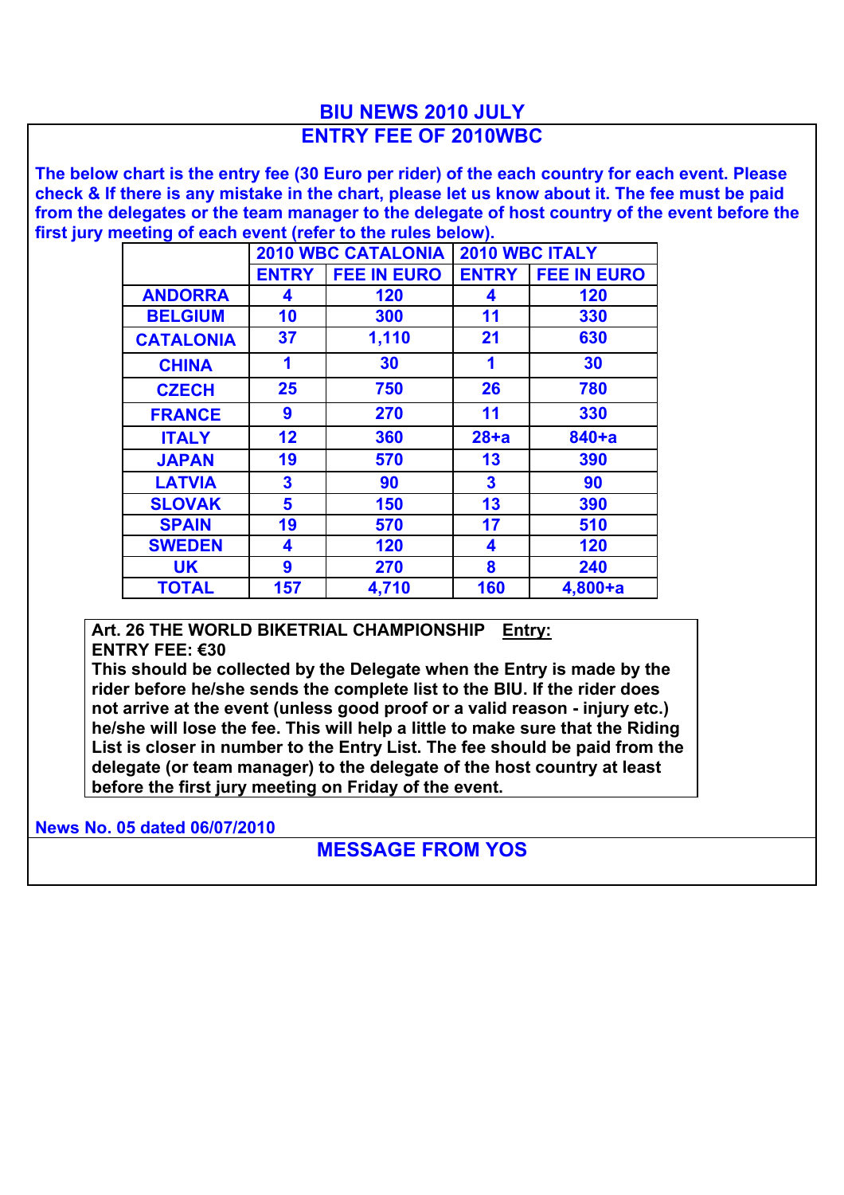# BIU NEWS 2010 JULY

## ENTRY FEE OF 2010WBC

**The below chart is the entry fee (30 Euro per rider) of the each country for each event. Please check & If there is any mistake in the chart, please let us know about it. The fee must be paid from the delegates or the team manager to the delegate of host country of the event before the first jury meeting of each event (refer to the rules below).**

| | 2010 WBC CATALONIA | | 2010 WBC ITALY | |
|---|---|---|---|---|
| | ENTRY | FEE IN EURO | ENTRY | FEE IN EURO |
| ANDORRA | 4 | 120 | 4 | 120 |
| BELGIUM | 10 | 300 | 11 | 330 |
| CATALONIA | 37 | 1,110 | 21 | 630 |
| CHINA | 1 | 30 | 1 | 30 |
| CZECH | 25 | 750 | 26 | 780 |
| FRANCE | 9 | 270 | 11 | 330 |
| ITALY | 12 | 360 | 28+a | 840+a |
| JAPAN | 19 | 570 | 13 | 390 |
| LATVIA | 3 | 90 | 3 | 90 |
| SLOVAK | 5 | 150 | 13 | 390 |
| SPAIN | 19 | 570 | 17 | 510 |
| SWEDEN | 4 | 120 | 4 | 120 |
| UK | 9 | 270 | 8 | 240 |
| TOTAL | 157 | 4,710 | 160 | 4,800+a |

**Art. 26 THE WORLD BIKETRIAL CHAMPIONSHIP** **Entry:**
**ENTRY FEE: €30**
**This should be collected by the Delegate when the Entry is made by the rider before he/she sends the complete list to the BIU. If the rider does not arrive at the event (unless good proof or a valid reason - injury etc.) he/she will lose the fee. This will help a little to make sure that the Riding List is closer in number to the Entry List. The fee should be paid from the delegate (or team manager) to the delegate of the host country at least before the first jury meeting on Friday of the event.**

**News No. 05 dated 06/07/2010**

## MESSAGE FROM YOS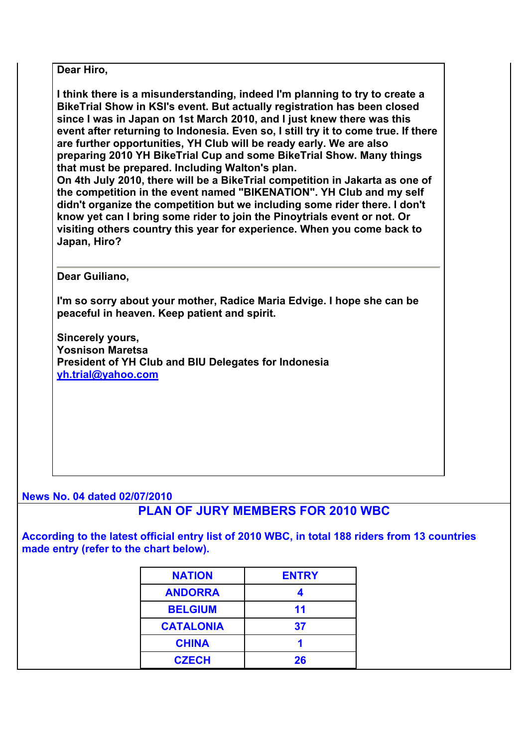**Dear Hiro,**

**I think there is a misunderstanding, indeed I'm planning to try to create a BikeTrial Show in KSI's event. But actually registration has been closed since I was in Japan on 1st March 2010, and I just knew there was this event after returning to Indonesia. Even so, I still try it to come true. If there are further opportunities, YH Club will be ready early. We are also preparing 2010 YH BikeTrial Cup and some BikeTrial Show. Many things that must be prepared. Including Walton's plan.**
**On 4th July 2010, there will be a BikeTrial competition in Jakarta as one of the competition in the event named "BIKENATION". YH Club and my self didn't organize the competition but we including some rider there. I don't know yet can I bring some rider to join the Pinoytrials event or not. Or visiting others country this year for experience. When you come back to Japan, Hiro?**

---

**Dear Guiliano,**

**I'm so sorry about your mother, Radice Maria Edvige. I hope she can be peaceful in heaven. Keep patient and spirit.**

**Sincerely yours,**
**Yosnison Maretsa**
**President of YH Club and BIU Delegates for Indonesia**
**yh.trial@yahoo.com**

**News No. 04 dated 02/07/2010**

## PLAN OF JURY MEMBERS FOR 2010 WBC

**According to the latest official entry list of 2010 WBC, in total 188 riders from 13 countries made entry (refer to the chart below).**

| NATION | ENTRY |
|---|---|
| ANDORRA | 4 |
| BELGIUM | 11 |
| CATALONIA | 37 |
| CHINA | 1 |
| CZECH | 26 |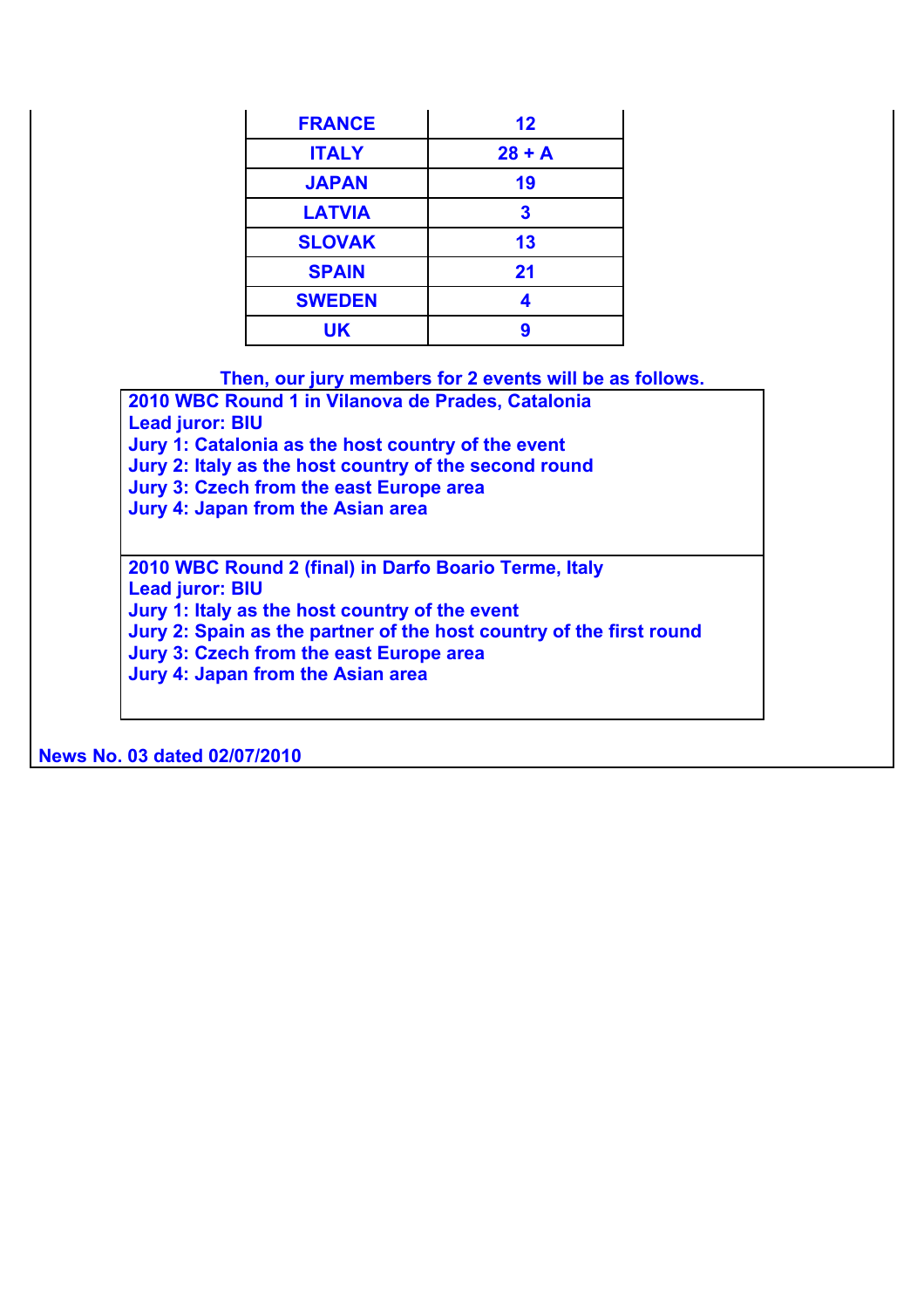| | |
|---|---|
| FRANCE | 12 |
| ITALY | 28 + A |
| JAPAN | 19 |
| LATVIA | 3 |
| SLOVAK | 13 |
| SPAIN | 21 |
| SWEDEN | 4 |
| UK | 9 |

**Then, our jury members for 2 events will be as follows.**

**2010 WBC Round 1 in Vilanova de Prades, Catalonia**
**Lead juror: BIU**
**Jury 1: Catalonia as the host country of the event**
**Jury 2: Italy as the host country of the second round**
**Jury 3: Czech from the east Europe area**
**Jury 4: Japan from the Asian area**

**2010 WBC Round 2 (final) in Darfo Boario Terme, Italy**
**Lead juror: BIU**
**Jury 1: Italy as the host country of the event**
**Jury 2: Spain as the partner of the host country of the first round**
**Jury 3: Czech from the east Europe area**
**Jury 4: Japan from the Asian area**

**News No. 03 dated 02/07/2010**